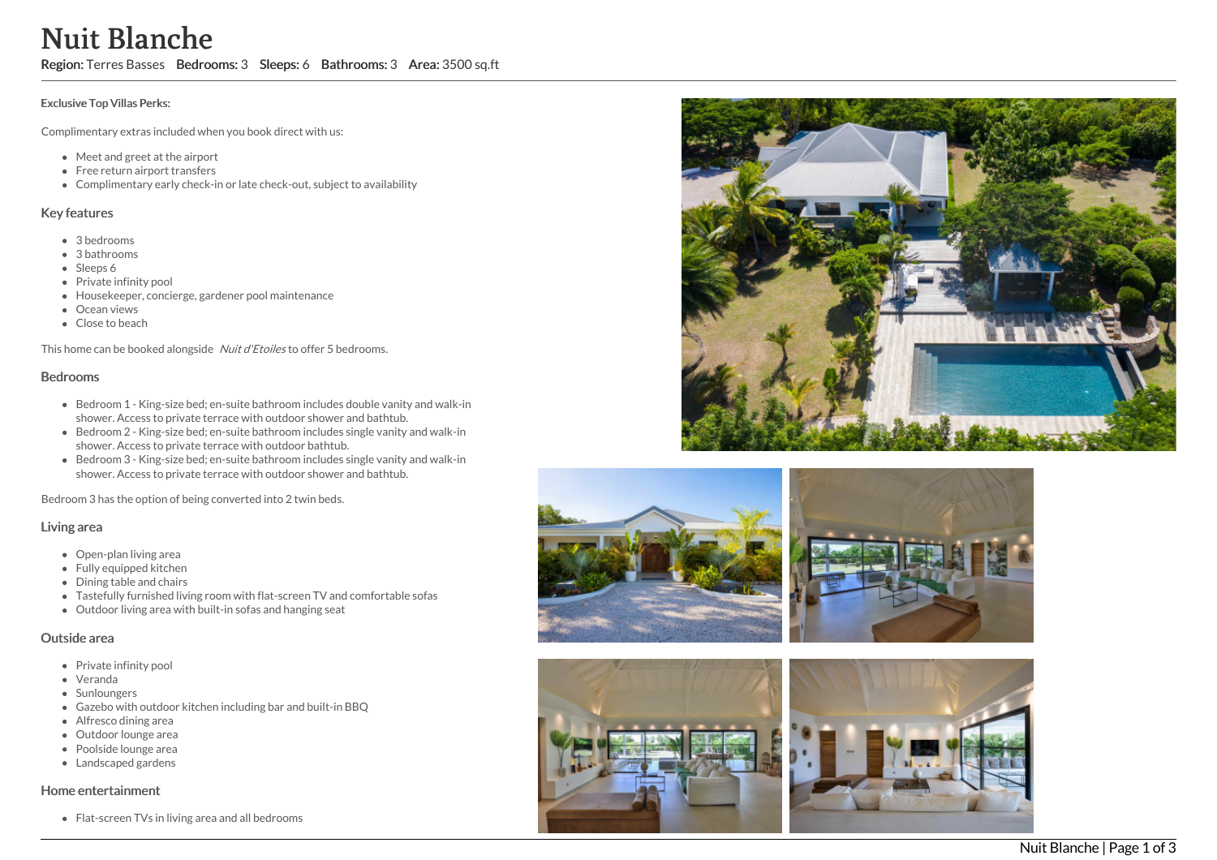# Nuit Blanche

**Region:** Terres Basses **Bedrooms:** 3 **Sleeps:** 6 **Bathrooms:** 3 **Area:** 3500 sq.ft

**Exclusive Top Villas Perks:**

Complimentary extras included when you book direct with us:

- Meet and greet at the airport
- Free return airport transfers
- Complimentary early check-in or late check-out, subject to availability

## Key features

- 3 bedrooms
- 3 bathrooms
- Sleeps 6
- Private infinity pool
- Housekeeper, concierge, gardener pool maintenance
- Ocean views
- Close to beach

This home can be booked alongside *Nuit d'Etoiles* to offer 5 bedrooms.

## Bedrooms

- Bedroom 1 - King-size bed; en-suite bathroom includes double vanity and walk-in shower. Access to private terrace with outdoor shower and bathtub.
- Bedroom 2 - King-size bed; en-suite bathroom includes single vanity and walk-in shower. Access to private terrace with outdoor bathtub.
- Bedroom 3 - King-size bed; en-suite bathroom includes single vanity and walk-in shower. Access to private terrace with outdoor shower and bathtub.

Bedroom 3 has the option of being converted into 2 twin beds.

## Living area

- Open-plan living area
- Fully equipped kitchen
- Dining table and chairs
- Tastefully furnished living room with flat-screen TV and comfortable sofas
- Outdoor living area with built-in sofas and hanging seat

## Outside area

- Private infinity pool
- Veranda
- Sunloungers
- Gazebo with outdoor kitchen including bar and built-in BBQ
- Alfresco dining area
- Outdoor lounge area
- Poolside lounge area
- Landscaped gardens

## Home entertainment

- Flat-screen TVs in living area and all bedrooms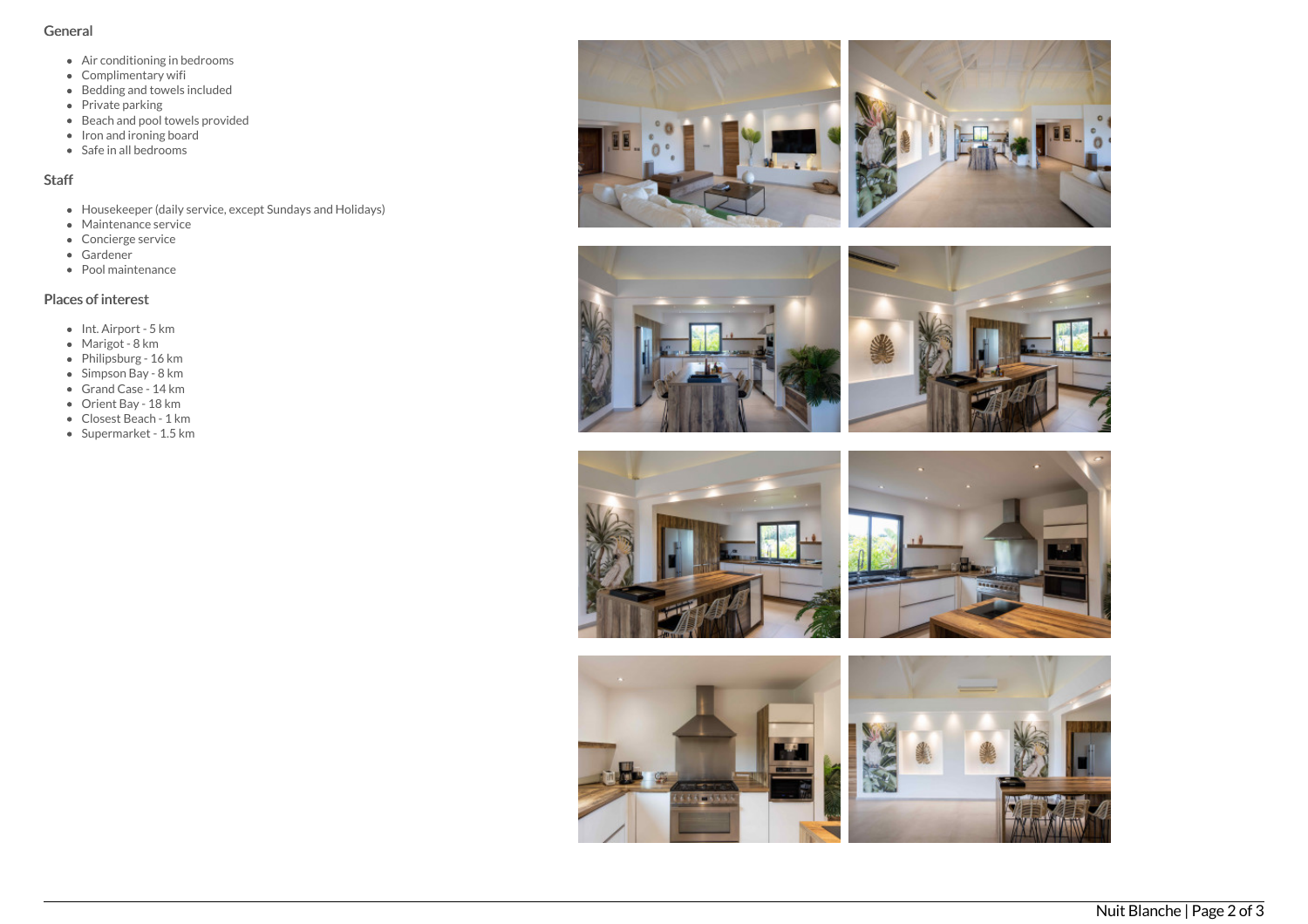## General

- Air conditioning in bedrooms
- Complimentary wifi
- Bedding and towels included
- Private parking
- Beach and pool towels provided
- Iron and ironing board
- Safe in all bedrooms

## Staff

- Housekeeper (daily service, except Sundays and Holidays)
- Maintenance service
- Concierge service
- Gardener
- Pool maintenance

## Places of interest

- Int. Airport - 5 km
- Marigot - 8 km
- Philipsburg - 16 km
- Simpson Bay - 8 km
- Grand Case - 14 km
- Orient Bay - 18 km
- Closest Beach - 1 km
- Supermarket - 1.5 km